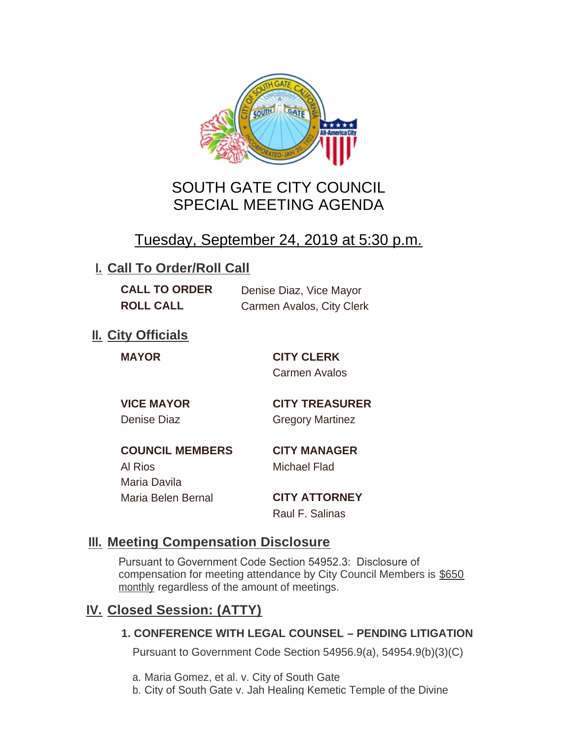# SOUTH GATE CITY COUNCIL
# SPECIAL MEETING AGENDA

## Tuesday, September 24, 2019 at 5:30 p.m.

## I. Call To Order/Roll Call

**CALL TO ORDER** Denise Diaz, Vice Mayor

**ROLL CALL** Carmen Avalos, City Clerk

## II. City Officials

**MAYOR**

**VICE MAYOR**
Denise Diaz

**COUNCIL MEMBERS**
Al Rios
Maria Davila
Maria Belen Bernal

**CITY CLERK**
Carmen Avalos

**CITY TREASURER**
Gregory Martinez

**CITY MANAGER**
Michael Flad

**CITY ATTORNEY**
Raul F. Salinas

## III. Meeting Compensation Disclosure

Pursuant to Government Code Section 54952.3: Disclosure of compensation for meeting attendance by City Council Members is $650 monthly regardless of the amount of meetings.

## IV. Closed Session: (ATTY)

### 1. CONFERENCE WITH LEGAL COUNSEL – PENDING LITIGATION

Pursuant to Government Code Section 54956.9(a), 54954.9(b)(3)(C)

a. Maria Gomez, et al. v. City of South Gate
b. City of South Gate v. Jah Healing Kemetic Temple of the Divine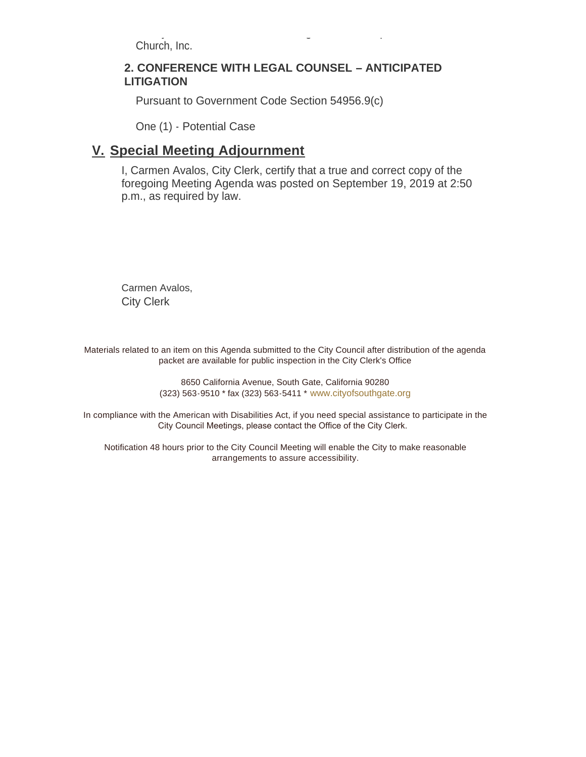Church, Inc.

**2. CONFERENCE WITH LEGAL COUNSEL – ANTICIPATED LITIGATION**

Pursuant to Government Code Section 54956.9(c)

One (1) - Potential Case

## V. Special Meeting Adjournment

I, Carmen Avalos, City Clerk, certify that a true and correct copy of the foregoing Meeting Agenda was posted on September 19, 2019 at 2:50 p.m., as required by law.

Carmen Avalos,
City Clerk

Materials related to an item on this Agenda submitted to the City Council after distribution of the agenda packet are available for public inspection in the City Clerk's Office

8650 California Avenue, South Gate, California 90280
(323) 563-9510 * fax (323) 563-5411 * www.cityofsouthgate.org

In compliance with the American with Disabilities Act, if you need special assistance to participate in the City Council Meetings, please contact the Office of the City Clerk.

Notification 48 hours prior to the City Council Meeting will enable the City to make reasonable arrangements to assure accessibility.